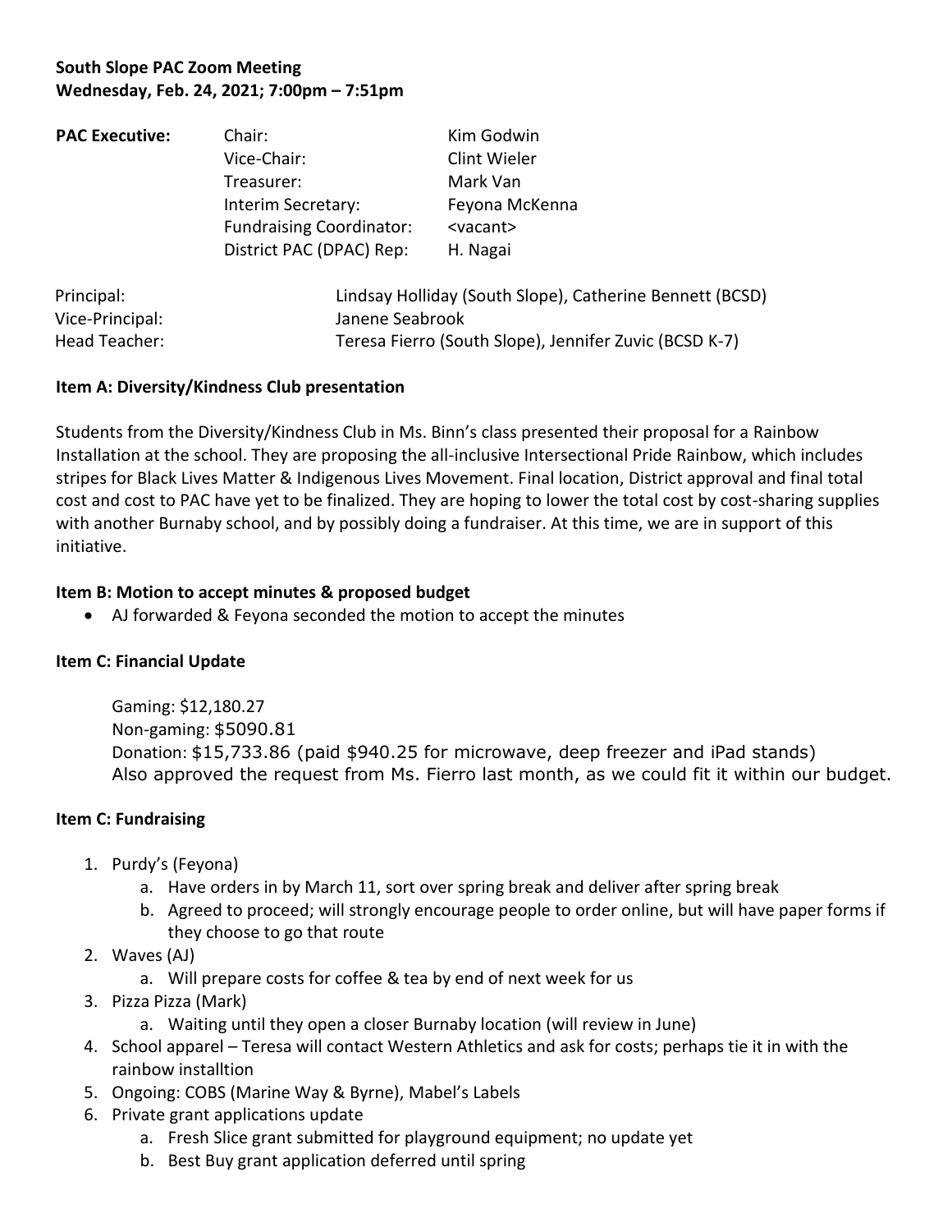**South Slope PAC Zoom Meeting**
**Wednesday, Feb. 24, 2021; 7:00pm – 7:51pm**

| **PAC Executive:** | Chair: | Kim Godwin |
| --- | --- | --- |
| | Vice-Chair: | Clint Wieler |
| | Treasurer: | Mark Van |
| | Interim Secretary: | Feyona McKenna |
| | Fundraising Coordinator: | <vacant> |
| | District PAC (DPAC) Rep: | H. Nagai |

| | |
| --- | --- |
| Principal: | Lindsay Holliday (South Slope), Catherine Bennett (BCSD) |
| Vice-Principal: | Janene Seabrook |
| Head Teacher: | Teresa Fierro (South Slope), Jennifer Zuvic (BCSD K-7) |

**Item A: Diversity/Kindness Club presentation**

Students from the Diversity/Kindness Club in Ms. Binn's class presented their proposal for a Rainbow Installation at the school. They are proposing the all-inclusive Intersectional Pride Rainbow, which includes stripes for Black Lives Matter & Indigenous Lives Movement. Final location, District approval and final total cost and cost to PAC have yet to be finalized. They are hoping to lower the total cost by cost-sharing supplies with another Burnaby school, and by possibly doing a fundraiser. At this time, we are in support of this initiative.

**Item B: Motion to accept minutes & proposed budget**

- AJ forwarded & Feyona seconded the motion to accept the minutes

**Item C: Financial Update**

Gaming: $12,180.27
Non-gaming: $5090.81
Donation: $15,733.86 (paid $940.25 for microwave, deep freezer and iPad stands)
Also approved the request from Ms. Fierro last month, as we could fit it within our budget.

**Item C: Fundraising**

1. Purdy's (Feyona)
   a. Have orders in by March 11, sort over spring break and deliver after spring break
   b. Agreed to proceed; will strongly encourage people to order online, but will have paper forms if they choose to go that route
2. Waves (AJ)
   a. Will prepare costs for coffee & tea by end of next week for us
3. Pizza Pizza (Mark)
   a. Waiting until they open a closer Burnaby location (will review in June)
4. School apparel – Teresa will contact Western Athletics and ask for costs; perhaps tie it in with the rainbow installtion
5. Ongoing: COBS (Marine Way & Byrne), Mabel's Labels
6. Private grant applications update
   a. Fresh Slice grant submitted for playground equipment; no update yet
   b. Best Buy grant application deferred until spring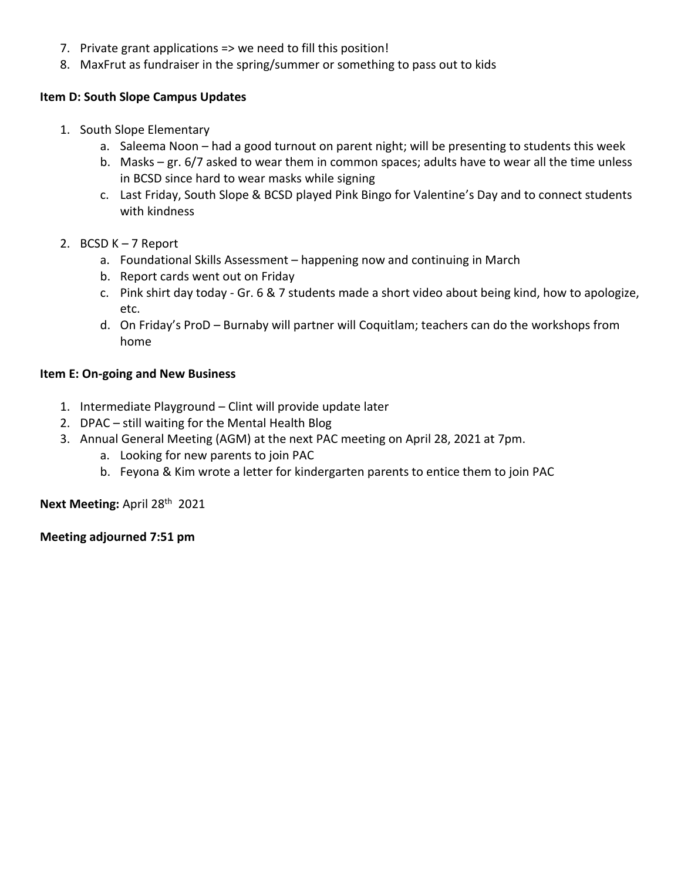7. Private grant applications => we need to fill this position!
8. MaxFrut as fundraiser in the spring/summer or something to pass out to kids

**Item D: South Slope Campus Updates**

1. South Slope Elementary
   a. Saleema Noon – had a good turnout on parent night; will be presenting to students this week
   b. Masks – gr. 6/7 asked to wear them in common spaces; adults have to wear all the time unless in BCSD since hard to wear masks while signing
   c. Last Friday, South Slope & BCSD played Pink Bingo for Valentine's Day and to connect students with kindness

2. BCSD K – 7 Report
   a. Foundational Skills Assessment – happening now and continuing in March
   b. Report cards went out on Friday
   c. Pink shirt day today - Gr. 6 & 7 students made a short video about being kind, how to apologize, etc.
   d. On Friday's ProD – Burnaby will partner will Coquitlam; teachers can do the workshops from home

**Item E: On-going and New Business**

1. Intermediate Playground – Clint will provide update later
2. DPAC – still waiting for the Mental Health Blog
3. Annual General Meeting (AGM) at the next PAC meeting on April 28, 2021 at 7pm.
   a. Looking for new parents to join PAC
   b. Feyona & Kim wrote a letter for kindergarten parents to entice them to join PAC

**Next Meeting:** April 28th 2021

**Meeting adjourned 7:51 pm**